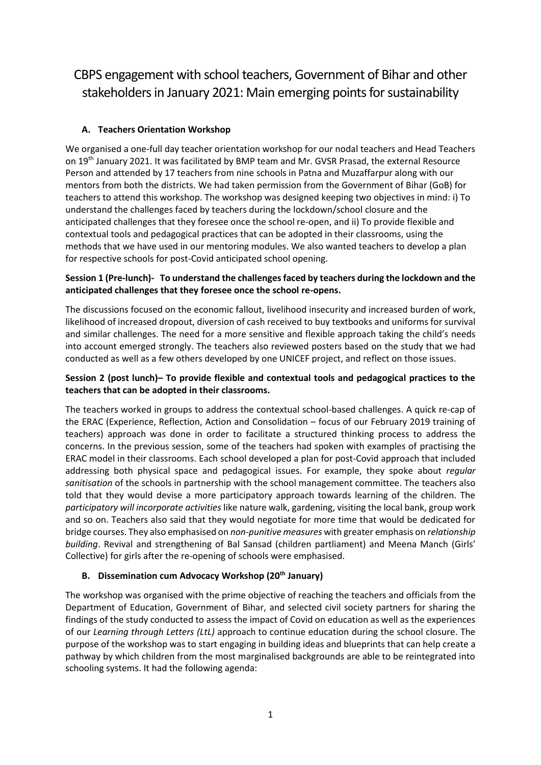# CBPS engagement with school teachers, Government of Bihar and other stakeholders in January 2021: Main emerging points for sustainability

## A. Teachers Orientation Workshop

We organised a one-full day teacher orientation workshop for our nodal teachers and Head Teachers on 19th January 2021. It was facilitated by BMP team and Mr. GVSR Prasad, the external Resource Person and attended by 17 teachers from nine schools in Patna and Muzaffarpur along with our mentors from both the districts. We had taken permission from the Government of Bihar (GoB) for teachers to attend this workshop. The workshop was designed keeping two objectives in mind: i) To understand the challenges faced by teachers during the lockdown/school closure and the anticipated challenges that they foresee once the school re-open, and ii) To provide flexible and contextual tools and pedagogical practices that can be adopted in their classrooms, using the methods that we have used in our mentoring modules. We also wanted teachers to develop a plan for respective schools for post-Covid anticipated school opening.

### Session 1 (Pre-lunch)- To understand the challenges faced by teachers during the lockdown and the anticipated challenges that they foresee once the school re-opens.

The discussions focused on the economic fallout, livelihood insecurity and increased burden of work, likelihood of increased dropout, diversion of cash received to buy textbooks and uniforms for survival and similar challenges. The need for a more sensitive and flexible approach taking the child's needs into account emerged strongly. The teachers also reviewed posters based on the study that we had conducted as well as a few others developed by one UNICEF project, and reflect on those issues.

### Session 2 (post lunch)– To provide flexible and contextual tools and pedagogical practices to the teachers that can be adopted in their classrooms.

The teachers worked in groups to address the contextual school-based challenges. A quick re-cap of the ERAC (Experience, Reflection, Action and Consolidation – focus of our February 2019 training of teachers) approach was done in order to facilitate a structured thinking process to address the concerns. In the previous session, some of the teachers had spoken with examples of practising the ERAC model in their classrooms. Each school developed a plan for post-Covid approach that included addressing both physical space and pedagogical issues. For example, they spoke about *regular sanitisation* of the schools in partnership with the school management committee. The teachers also told that they would devise a more participatory approach towards learning of the children. The *participatory will incorporate activities* like nature walk, gardening, visiting the local bank, group work and so on. Teachers also said that they would negotiate for more time that would be dedicated for bridge courses. They also emphasised on *non-punitive measures* with greater emphasis on *relationship building*. Revival and strengthening of Bal Sansad (children partliament) and Meena Manch (Girls' Collective) for girls after the re-opening of schools were emphasised.

## B. Dissemination cum Advocacy Workshop (20th January)

The workshop was organised with the prime objective of reaching the teachers and officials from the Department of Education, Government of Bihar, and selected civil society partners for sharing the findings of the study conducted to assess the impact of Covid on education as well as the experiences of our *Learning through Letters (LtL)* approach to continue education during the school closure. The purpose of the workshop was to start engaging in building ideas and blueprints that can help create a pathway by which children from the most marginalised backgrounds are able to be reintegrated into schooling systems. It had the following agenda: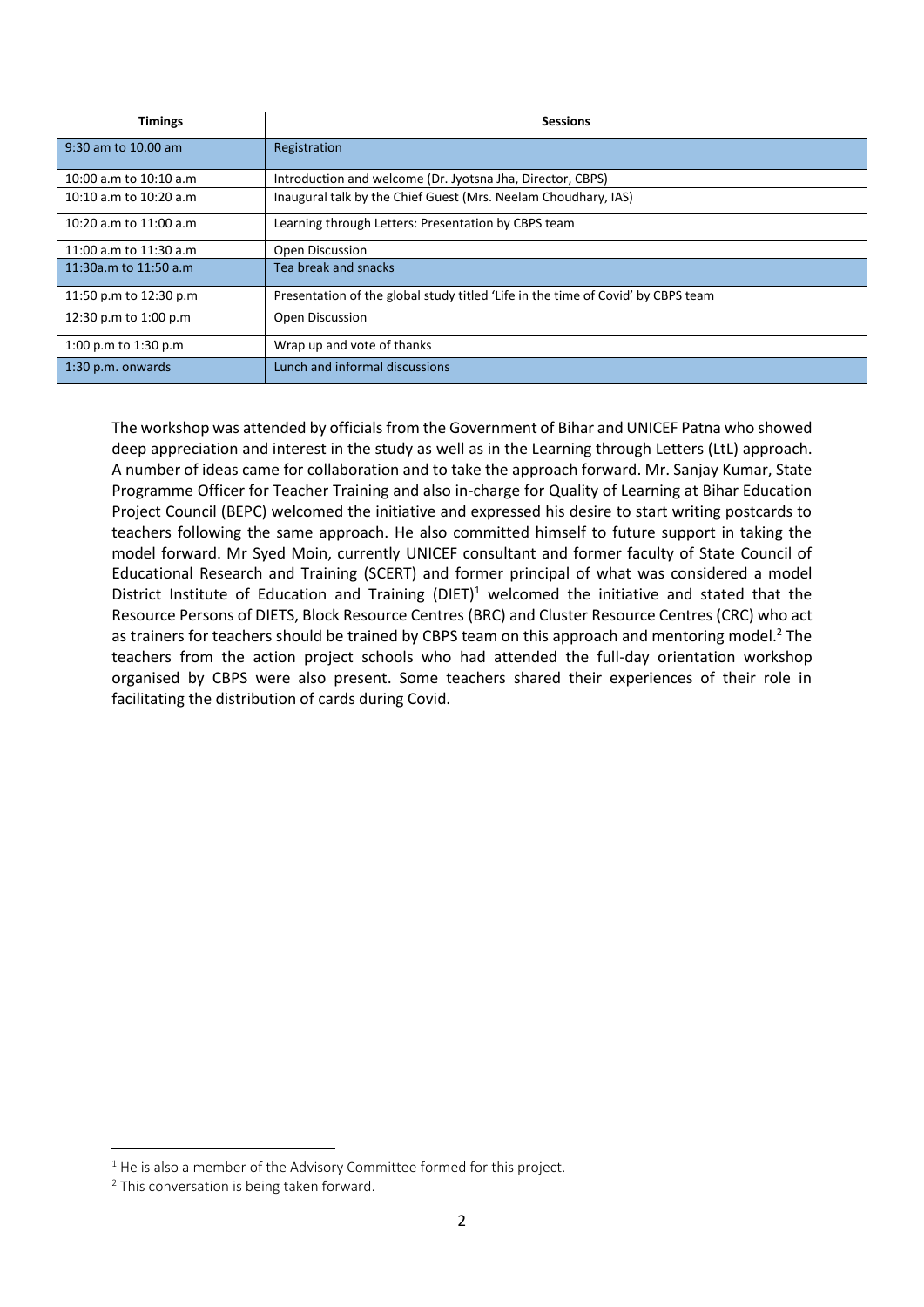| Timings | Sessions |
|---|---|
| 9:30 am to 10.00 am | Registration |
| 10:00 a.m to 10:10 a.m | Introduction and welcome (Dr. Jyotsna Jha, Director, CBPS) |
| 10:10 a.m to 10:20 a.m | Inaugural talk by the Chief Guest (Mrs. Neelam Choudhary, IAS) |
| 10:20 a.m to 11:00 a.m | Learning through Letters: Presentation by CBPS team |
| 11:00 a.m to 11:30 a.m | Open Discussion |
| 11:30a.m to 11:50 a.m | Tea break and snacks |
| 11:50 p.m to 12:30 p.m | Presentation of the global study titled 'Life in the time of Covid' by CBPS team |
| 12:30 p.m to 1:00 p.m | Open Discussion |
| 1:00 p.m to 1:30 p.m | Wrap up and vote of thanks |
| 1:30 p.m. onwards | Lunch and informal discussions |

The workshop was attended by officials from the Government of Bihar and UNICEF Patna who showed deep appreciation and interest in the study as well as in the Learning through Letters (LtL) approach. A number of ideas came for collaboration and to take the approach forward. Mr. Sanjay Kumar, State Programme Officer for Teacher Training and also in-charge for Quality of Learning at Bihar Education Project Council (BEPC) welcomed the initiative and expressed his desire to start writing postcards to teachers following the same approach. He also committed himself to future support in taking the model forward. Mr Syed Moin, currently UNICEF consultant and former faculty of State Council of Educational Research and Training (SCERT) and former principal of what was considered a model District Institute of Education and Training (DIET)[1] welcomed the initiative and stated that the Resource Persons of DIETS, Block Resource Centres (BRC) and Cluster Resource Centres (CRC) who act as trainers for teachers should be trained by CBPS team on this approach and mentoring model.[2] The teachers from the action project schools who had attended the full-day orientation workshop organised by CBPS were also present. Some teachers shared their experiences of their role in facilitating the distribution of cards during Covid.

[1] He is also a member of the Advisory Committee formed for this project.

[2] This conversation is being taken forward.